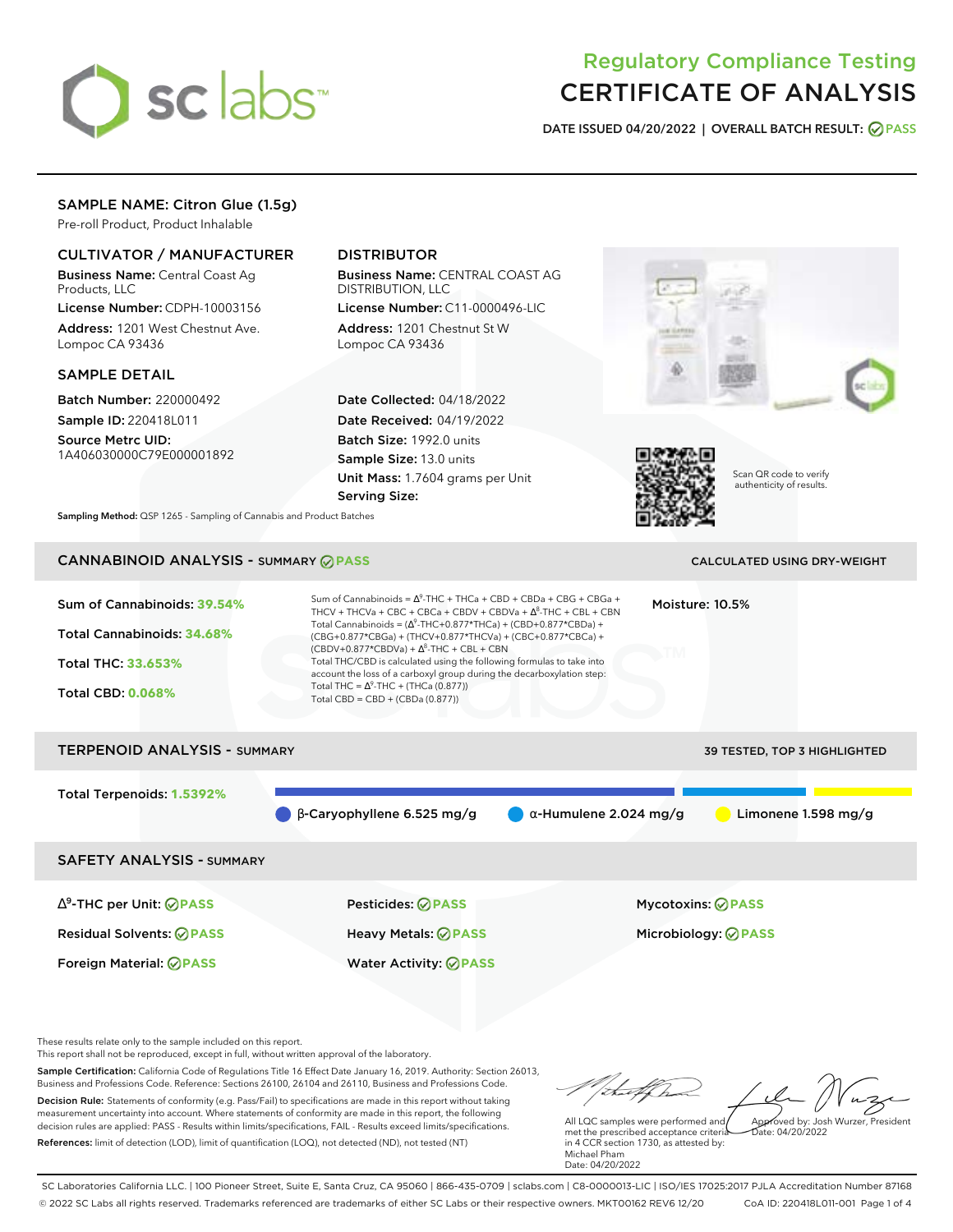# Regulatory Compliance Testing
# CERTIFICATE OF ANALYSIS

**DATE ISSUED** 04/20/2022 | **OVERALL BATCH RESULT:** PASS

## SAMPLE NAME: Citron Glue (1.5g)

Pre-roll Product, Product Inhalable

### CULTIVATOR / MANUFACTURER

**Business Name:** Central Coast Ag Products, LLC

**License Number:** CDPH-10003156

**Address:** 1201 West Chestnut Ave. Lompoc CA 93436

### DISTRIBUTOR

**Business Name:** CENTRAL COAST AG DISTRIBUTION, LLC

**License Number:** C11-0000496-LIC

**Address:** 1201 Chestnut St W Lompoc CA 93436

### SAMPLE DETAIL

**Batch Number:** 220000492

**Sample ID:** 220418L011

**Source Metrc UID:** 1A406030000C79E000001892

**Date Collected:** 04/18/2022

**Date Received:** 04/19/2022

**Batch Size:** 1992.0 units

**Sample Size:** 13.0 units

**Unit Mass:** 1.7604 grams per Unit

**Serving Size:**

Scan QR code to verify authenticity of results.

**Sampling Method:** QSP 1265 - Sampling of Cannabis and Product Batches

## CANNABINOID ANALYSIS - SUMMARY PASS

CALCULATED USING DRY-WEIGHT

Sum of Cannabinoids: **39.54%**

Total Cannabinoids: **34.68%**

Total THC: **33.653%**

Total CBD: **0.068%**

Sum of Cannabinoids = $\Delta^9$-THC + THCa + CBD + CBDa + CBG + CBGa + THCV + THCVa + CBC + CBCa + CBDV + CBDVa + $\Delta^8$-THC + CBL + CBN

Total Cannabinoids = ($\Delta^9$-THC+0.877*THCa) + (CBD+0.877*CBDa) + (CBG+0.877*CBGa) + (THCV+0.877*THCVa) + (CBC+0.877*CBCa) + (CBDV+0.877*CBDVa) + $\Delta^8$-THC + CBL + CBN

Total THC/CBD is calculated using the following formulas to take into account the loss of a carboxyl group during the decarboxylation step:

Total THC = $\Delta^9$-THC + (THCa (0.877))

Total CBD = CBD + (CBDa (0.877))

Moisture: 10.5%

## TERPENOID ANALYSIS - SUMMARY

39 TESTED, TOP 3 HIGHLIGHTED

Total Terpenoids: **1.5392%**

β-Caryophyllene 6.525 mg/g | α-Humulene 2.024 mg/g | Limonene 1.598 mg/g

## SAFETY ANALYSIS - SUMMARY

| | | |
|---|---|---|
| $\Delta^9$-THC per Unit: PASS | Pesticides: PASS | Mycotoxins: PASS |
| Residual Solvents: PASS | Heavy Metals: PASS | Microbiology: PASS |
| Foreign Material: PASS | Water Activity: PASS | |

These results relate only to the sample included on this report.
This report shall not be reproduced, except in full, without written approval of the laboratory.

**Sample Certification:** California Code of Regulations Title 16 Effect Date January 16, 2019. Authority: Section 26013, Business and Professions Code. Reference: Sections 26100, 26104 and 26110, Business and Professions Code.

**Decision Rule:** Statements of conformity (e.g. Pass/Fail) to specifications are made in this report without taking measurement uncertainty into account. Where statements of conformity are made in this report, the following decision rules are applied: PASS - Results within limits/specifications, FAIL - Results exceed limits/specifications.

**References:** limit of detection (LOD), limit of quantification (LOQ), not detected (ND), not tested (NT)

All LQC samples were performed and met the prescribed acceptance criteria in 4 CCR section 1730, as attested by: Michael Pham
Date: 04/20/2022

Approved by: Josh Wurzer, President
Date: 04/20/2022

SC Laboratories California LLC. | 100 Pioneer Street, Suite E, Santa Cruz, CA 95060 | 866-435-0709 | sclabs.com | C8-0000013-LIC | ISO/IES 17025:2017 PJLA Accreditation Number 87168
© 2022 SC Labs all rights reserved. Trademarks referenced are trademarks of either SC Labs or their respective owners. MKT00162 REV6 12/20 CoA ID: 220418L011-001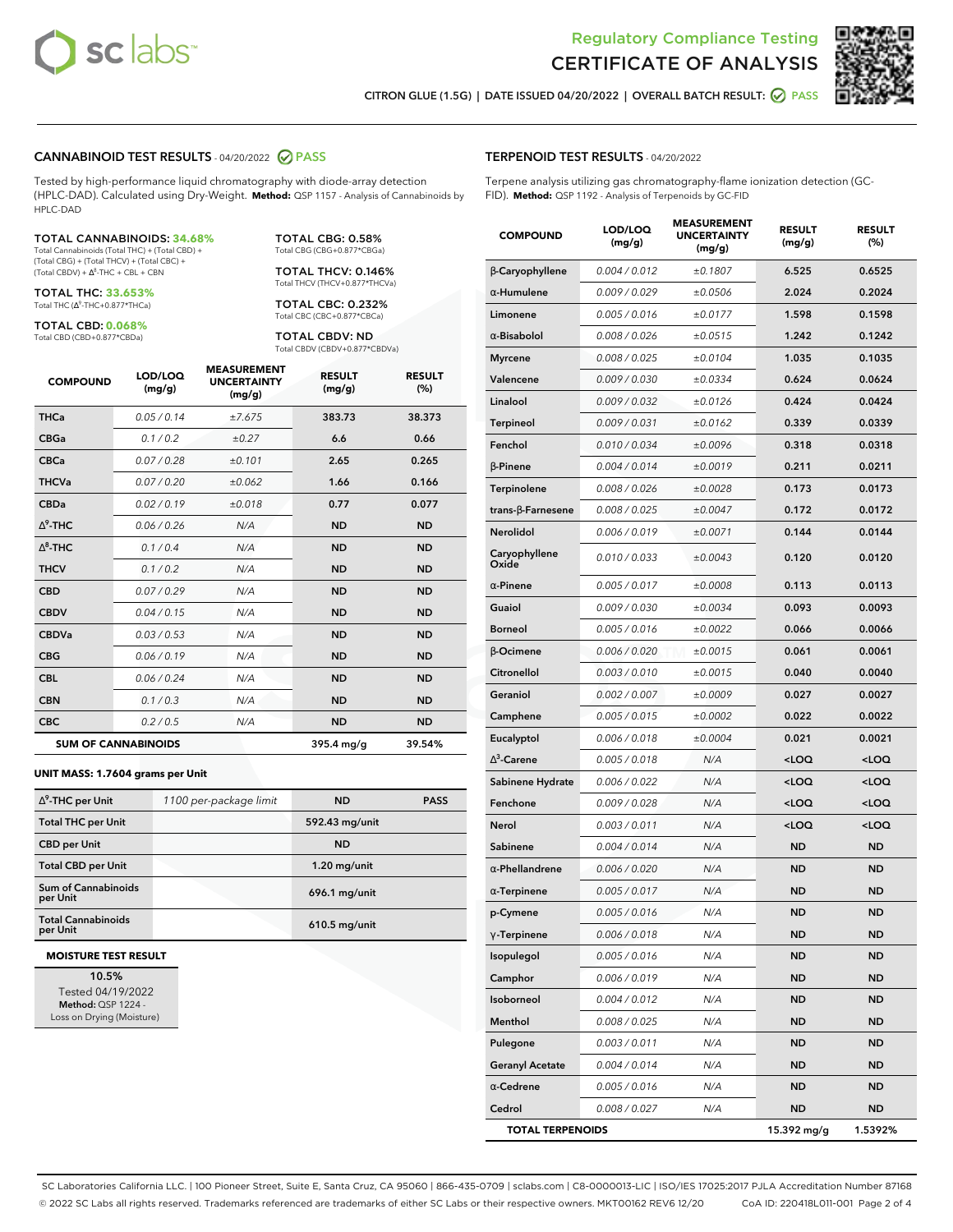Regulatory Compliance Testing
# CERTIFICATE OF ANALYSIS

CITRON GLUE (1.5G) | DATE ISSUED 04/20/2022 | OVERALL BATCH RESULT: PASS

## CANNABINOID TEST RESULTS - 04/20/2022 PASS

Tested by high-performance liquid chromatography with diode-array detection (HPLC-DAD). Calculated using Dry-Weight. **Method:** QSP 1157 - Analysis of Cannabinoids by HPLC-DAD

**TOTAL CANNABINOIDS: 34.68%**
Total Cannabinoids (Total THC) + (Total CBD) + (Total CBG) + (Total THCV) + (Total CBC) + (Total CBDV) + $\Delta^8$-THC + CBL + CBN

**TOTAL THC: 33.653%**
Total THC ($\Delta^9$-THC+0.877*THCa)

**TOTAL CBD: 0.068%**
Total CBD (CBD+0.877*CBDa)

**TOTAL CBG: 0.58%**
Total CBG (CBG+0.877*CBGa)

**TOTAL THCV: 0.146%**
Total THCV (THCV+0.877*THCVa)

**TOTAL CBC: 0.232%**
Total CBC (CBC+0.877*CBCa)

**TOTAL CBDV: ND**
Total CBDV (CBDV+0.877*CBDVa)

| COMPOUND | LOD/LOQ (mg/g) | MEASUREMENT UNCERTAINTY (mg/g) | RESULT (mg/g) | RESULT (%) |
|---|---|---|---|---|
| THCa | 0.05 / 0.14 | ±7.675 | 383.73 | 38.373 |
| CBGa | 0.1 / 0.2 | ±0.27 | 6.6 | 0.66 |
| CBCa | 0.07 / 0.28 | ±0.101 | 2.65 | 0.265 |
| THCVa | 0.07 / 0.20 | ±0.062 | 1.66 | 0.166 |
| CBDa | 0.02 / 0.19 | ±0.018 | 0.77 | 0.077 |
| $\Delta^9$-THC | 0.06 / 0.26 | N/A | ND | ND |
| $\Delta^8$-THC | 0.1 / 0.4 | N/A | ND | ND |
| THCV | 0.1 / 0.2 | N/A | ND | ND |
| CBD | 0.07 / 0.29 | N/A | ND | ND |
| CBDV | 0.04 / 0.15 | N/A | ND | ND |
| CBDVa | 0.03 / 0.53 | N/A | ND | ND |
| CBG | 0.06 / 0.19 | N/A | ND | ND |
| CBL | 0.06 / 0.24 | N/A | ND | ND |
| CBN | 0.1 / 0.3 | N/A | ND | ND |
| CBC | 0.2 / 0.5 | N/A | ND | ND |
| **SUM OF CANNABINOIDS** | | | **395.4 mg/g** | **39.54%** |

### UNIT MASS: 1.7604 grams per Unit

| | | | |
|---|---|---|---|
| $\Delta^9$-THC per Unit | 1100 per-package limit | ND | PASS |
| Total THC per Unit | | 592.43 mg/unit | |
| CBD per Unit | | ND | |
| Total CBD per Unit | | 1.20 mg/unit | |
| Sum of Cannabinoids per Unit | | 696.1 mg/unit | |
| Total Cannabinoids per Unit | | 610.5 mg/unit | |

### MOISTURE TEST RESULT

**10.5%**
Tested 04/19/2022
**Method:** QSP 1224 - Loss on Drying (Moisture)

## TERPENOID TEST RESULTS - 04/20/2022

Terpene analysis utilizing gas chromatography-flame ionization detection (GC-FID). **Method:** QSP 1192 - Analysis of Terpenoids by GC-FID

| COMPOUND | LOD/LOQ (mg/g) | MEASUREMENT UNCERTAINTY (mg/g) | RESULT (mg/g) | RESULT (%) |
|---|---|---|---|---|
| β-Caryophyllene | 0.004 / 0.012 | ±0.1807 | 6.525 | 0.6525 |
| α-Humulene | 0.009 / 0.029 | ±0.0506 | 2.024 | 0.2024 |
| Limonene | 0.005 / 0.016 | ±0.0177 | 1.598 | 0.1598 |
| α-Bisabolol | 0.008 / 0.026 | ±0.0515 | 1.242 | 0.1242 |
| Myrcene | 0.008 / 0.025 | ±0.0104 | 1.035 | 0.1035 |
| Valencene | 0.009 / 0.030 | ±0.0334 | 0.624 | 0.0624 |
| Linalool | 0.009 / 0.032 | ±0.0126 | 0.424 | 0.0424 |
| Terpineol | 0.009 / 0.031 | ±0.0162 | 0.339 | 0.0339 |
| Fenchol | 0.010 / 0.034 | ±0.0096 | 0.318 | 0.0318 |
| β-Pinene | 0.004 / 0.014 | ±0.0019 | 0.211 | 0.0211 |
| Terpinolene | 0.008 / 0.026 | ±0.0028 | 0.173 | 0.0173 |
| trans-β-Farnesene | 0.008 / 0.025 | ±0.0047 | 0.172 | 0.0172 |
| Nerolidol | 0.006 / 0.019 | ±0.0071 | 0.144 | 0.0144 |
| Caryophyllene Oxide | 0.010 / 0.033 | ±0.0043 | 0.120 | 0.0120 |
| α-Pinene | 0.005 / 0.017 | ±0.0008 | 0.113 | 0.0113 |
| Guaiol | 0.009 / 0.030 | ±0.0034 | 0.093 | 0.0093 |
| Borneol | 0.005 / 0.016 | ±0.0022 | 0.066 | 0.0066 |
| β-Ocimene | 0.006 / 0.020 | ±0.0015 | 0.061 | 0.0061 |
| Citronellol | 0.003 / 0.010 | ±0.0015 | 0.040 | 0.0040 |
| Geraniol | 0.002 / 0.007 | ±0.0009 | 0.027 | 0.0027 |
| Camphene | 0.005 / 0.015 | ±0.0002 | 0.022 | 0.0022 |
| Eucalyptol | 0.006 / 0.018 | ±0.0004 | 0.021 | 0.0021 |
| $\Delta^3$-Carene | 0.005 / 0.018 | N/A | <LOQ | <LOQ |
| Sabinene Hydrate | 0.006 / 0.022 | N/A | <LOQ | <LOQ |
| Fenchone | 0.009 / 0.028 | N/A | <LOQ | <LOQ |
| Nerol | 0.003 / 0.011 | N/A | <LOQ | <LOQ |
| Sabinene | 0.004 / 0.014 | N/A | ND | ND |
| α-Phellandrene | 0.006 / 0.020 | N/A | ND | ND |
| α-Terpinene | 0.005 / 0.017 | N/A | ND | ND |
| p-Cymene | 0.005 / 0.016 | N/A | ND | ND |
| γ-Terpinene | 0.006 / 0.018 | N/A | ND | ND |
| Isopulegol | 0.005 / 0.016 | N/A | ND | ND |
| Camphor | 0.006 / 0.019 | N/A | ND | ND |
| Isoborneol | 0.004 / 0.012 | N/A | ND | ND |
| Menthol | 0.008 / 0.025 | N/A | ND | ND |
| Pulegone | 0.003 / 0.011 | N/A | ND | ND |
| Geranyl Acetate | 0.004 / 0.014 | N/A | ND | ND |
| α-Cedrene | 0.005 / 0.016 | N/A | ND | ND |
| Cedrol | 0.008 / 0.027 | N/A | ND | ND |
| **TOTAL TERPENOIDS** | | | **15.392 mg/g** | **1.5392%** |

SC Laboratories California LLC. | 100 Pioneer Street, Suite E, Santa Cruz, CA 95060 | 866-435-0709 | sclabs.com | C8-0000013-LIC | ISO/IES 17025:2017 PJLA Accreditation Number 87168
© 2022 SC Labs all rights reserved. Trademarks referenced are trademarks of either SC Labs or their respective owners. MKT00162 REV6 12/20 CoA ID: 220418L011-001